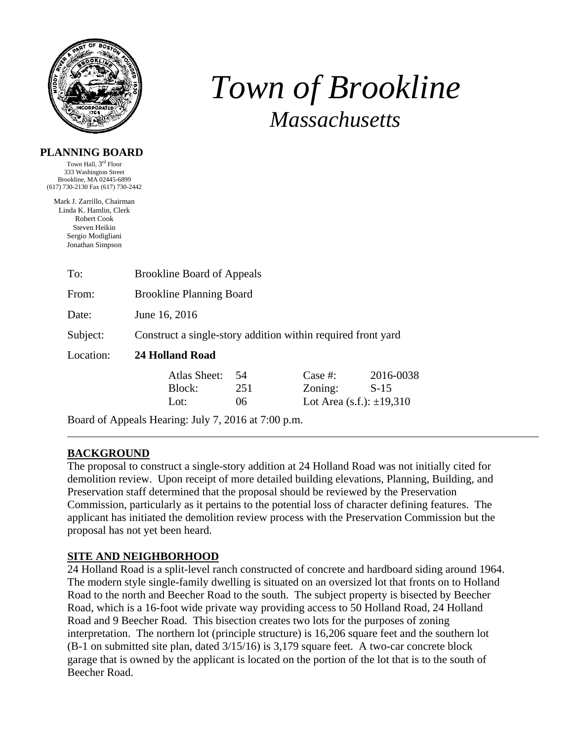# Town of Brookline

## *Massachusetts*

**PLANNING BOARD**

Town Hall, 3rd Floor
333 Washington Street
Brookline, MA 02445-6899
(617) 730-2130 Fax (617) 730-2442

Mark J. Zarrillo, Chairman
Linda K. Hamlin, Clerk
Robert Cook
Steven Heikin
Sergio Modigliani
Jonathan Simpson

| | |
|---|---|
| To: | Brookline Board of Appeals |
| From: | Brookline Planning Board |
| Date: | June 16, 2016 |
| Subject: | Construct a single-story addition within required front yard |
| Location: | **24 Holland Road** |

| | | | |
|---|---|---|---|
| Atlas Sheet: | 54 | Case #: | 2016-0038 |
| Block: | 251 | Zoning: | S-15 |
| Lot: | 06 | Lot Area (s.f.): | ±19,310 |

Board of Appeals Hearing: July 7, 2016 at 7:00 p.m.

---

## BACKGROUND

The proposal to construct a single-story addition at 24 Holland Road was not initially cited for demolition review. Upon receipt of more detailed building elevations, Planning, Building, and Preservation staff determined that the proposal should be reviewed by the Preservation Commission, particularly as it pertains to the potential loss of character defining features. The applicant has initiated the demolition review process with the Preservation Commission but the proposal has not yet been heard.

## SITE AND NEIGHBORHOOD

24 Holland Road is a split-level ranch constructed of concrete and hardboard siding around 1964. The modern style single-family dwelling is situated on an oversized lot that fronts on to Holland Road to the north and Beecher Road to the south. The subject property is bisected by Beecher Road, which is a 16-foot wide private way providing access to 50 Holland Road, 24 Holland Road and 9 Beecher Road. This bisection creates two lots for the purposes of zoning interpretation. The northern lot (principle structure) is 16,206 square feet and the southern lot (B-1 on submitted site plan, dated 3/15/16) is 3,179 square feet. A two-car concrete block garage that is owned by the applicant is located on the portion of the lot that is to the south of Beecher Road.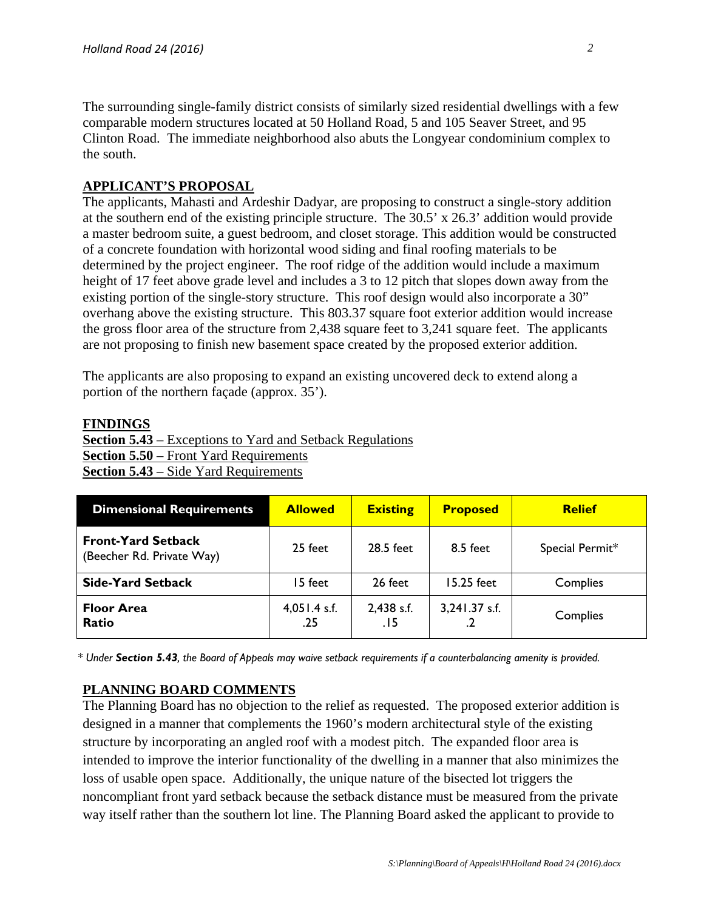The surrounding single-family district consists of similarly sized residential dwellings with a few comparable modern structures located at 50 Holland Road, 5 and 105 Seaver Street, and 95 Clinton Road. The immediate neighborhood also abuts the Longyear condominium complex to the south.

## APPLICANT'S PROPOSAL

The applicants, Mahasti and Ardeshir Dadyar, are proposing to construct a single-story addition at the southern end of the existing principle structure. The 30.5' x 26.3' addition would provide a master bedroom suite, a guest bedroom, and closet storage. This addition would be constructed of a concrete foundation with horizontal wood siding and final roofing materials to be determined by the project engineer. The roof ridge of the addition would include a maximum height of 17 feet above grade level and includes a 3 to 12 pitch that slopes down away from the existing portion of the single-story structure. This roof design would also incorporate a 30" overhang above the existing structure. This 803.37 square foot exterior addition would increase the gross floor area of the structure from 2,438 square feet to 3,241 square feet. The applicants are not proposing to finish new basement space created by the proposed exterior addition.

The applicants are also proposing to expand an existing uncovered deck to extend along a portion of the northern façade (approx. 35').

## FINDINGS

**Section 5.43** – Exceptions to Yard and Setback Regulations
**Section 5.50** – Front Yard Requirements
**Section 5.43** – Side Yard Requirements

| Dimensional Requirements | Allowed | Existing | Proposed | Relief |
|---|---|---|---|---|
| **Front-Yard Setback** (Beecher Rd. Private Way) | 25 feet | 28.5 feet | 8.5 feet | Special Permit* |
| **Side-Yard Setback** | 15 feet | 26 feet | 15.25 feet | Complies |
| **Floor Area Ratio** | 4,051.4 s.f. .25 | 2,438 s.f. .15 | 3,241.37 s.f. .2 | Complies |

*\* Under **Section 5.43**, the Board of Appeals may waive setback requirements if a counterbalancing amenity is provided.*

## PLANNING BOARD COMMENTS

The Planning Board has no objection to the relief as requested. The proposed exterior addition is designed in a manner that complements the 1960's modern architectural style of the existing structure by incorporating an angled roof with a modest pitch. The expanded floor area is intended to improve the interior functionality of the dwelling in a manner that also minimizes the loss of usable open space. Additionally, the unique nature of the bisected lot triggers the noncompliant front yard setback because the setback distance must be measured from the private way itself rather than the southern lot line. The Planning Board asked the applicant to provide to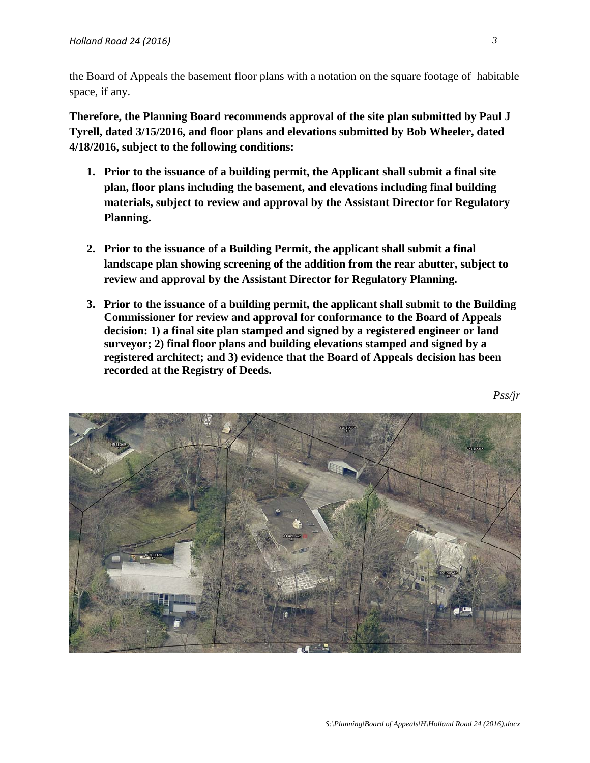the Board of Appeals the basement floor plans with a notation on the square footage of habitable space, if any.

**Therefore, the Planning Board recommends approval of the site plan submitted by Paul J Tyrell, dated 3/15/2016, and floor plans and elevations submitted by Bob Wheeler, dated 4/18/2016, subject to the following conditions:**

1. **Prior to the issuance of a building permit, the Applicant shall submit a final site plan, floor plans including the basement, and elevations including final building materials, subject to review and approval by the Assistant Director for Regulatory Planning.**

2. **Prior to the issuance of a Building Permit, the applicant shall submit a final landscape plan showing screening of the addition from the rear abutter, subject to review and approval by the Assistant Director for Regulatory Planning.**

3. **Prior to the issuance of a building permit, the applicant shall submit to the Building Commissioner for review and approval for conformance to the Board of Appeals decision: 1) a final site plan stamped and signed by a registered engineer or land surveyor; 2) final floor plans and building elevations stamped and signed by a registered architect; and 3) evidence that the Board of Appeals decision has been recorded at the Registry of Deeds.**

*Pss/jr*